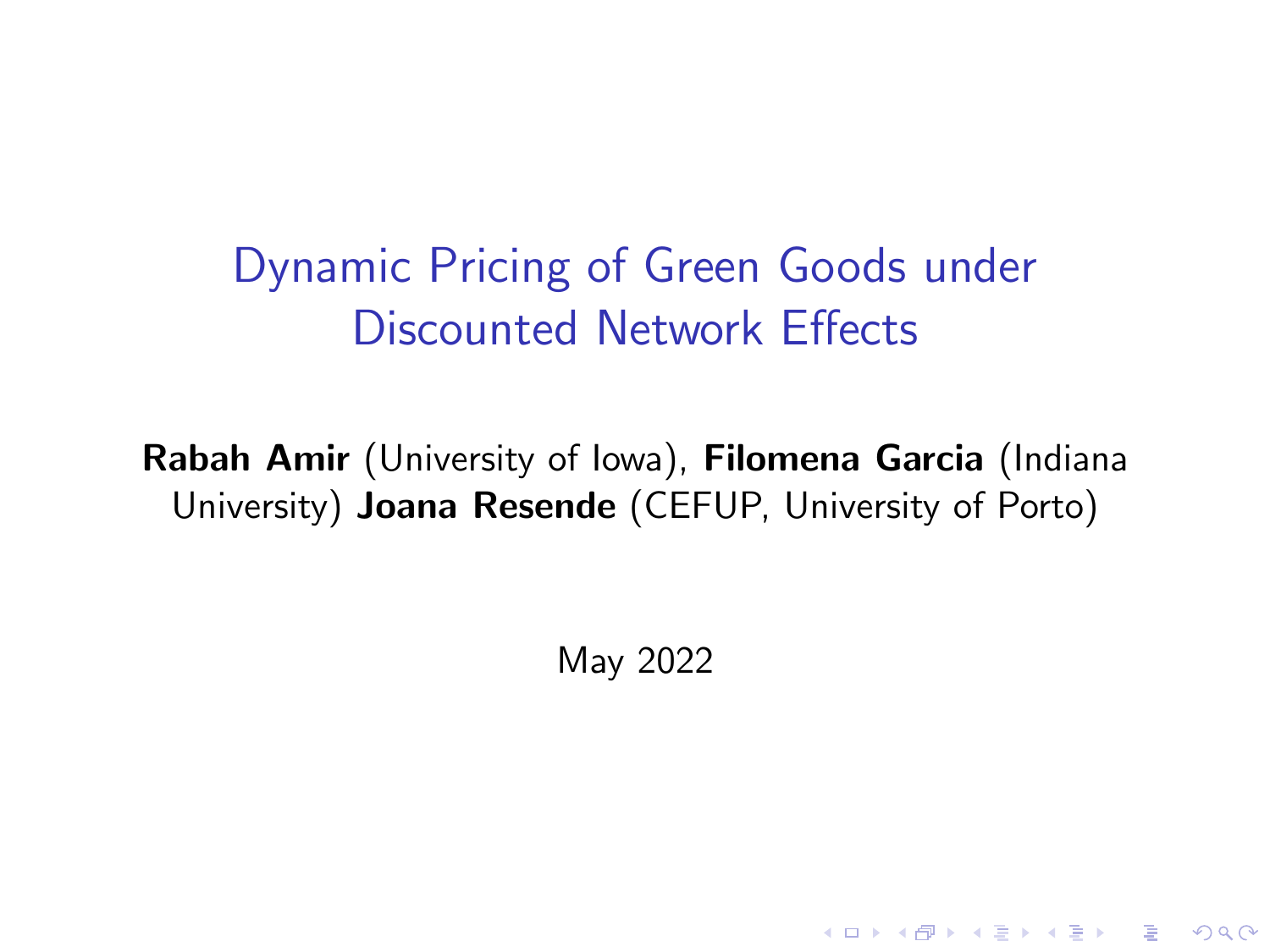# Dynamic Pricing of Green Goods under Discounted Network Effects

**Rabah Amir** (University of Iowa), **Filomena Garcia** (Indiana University) **Joana Resende** (CEFUP, University of Porto)

May 2022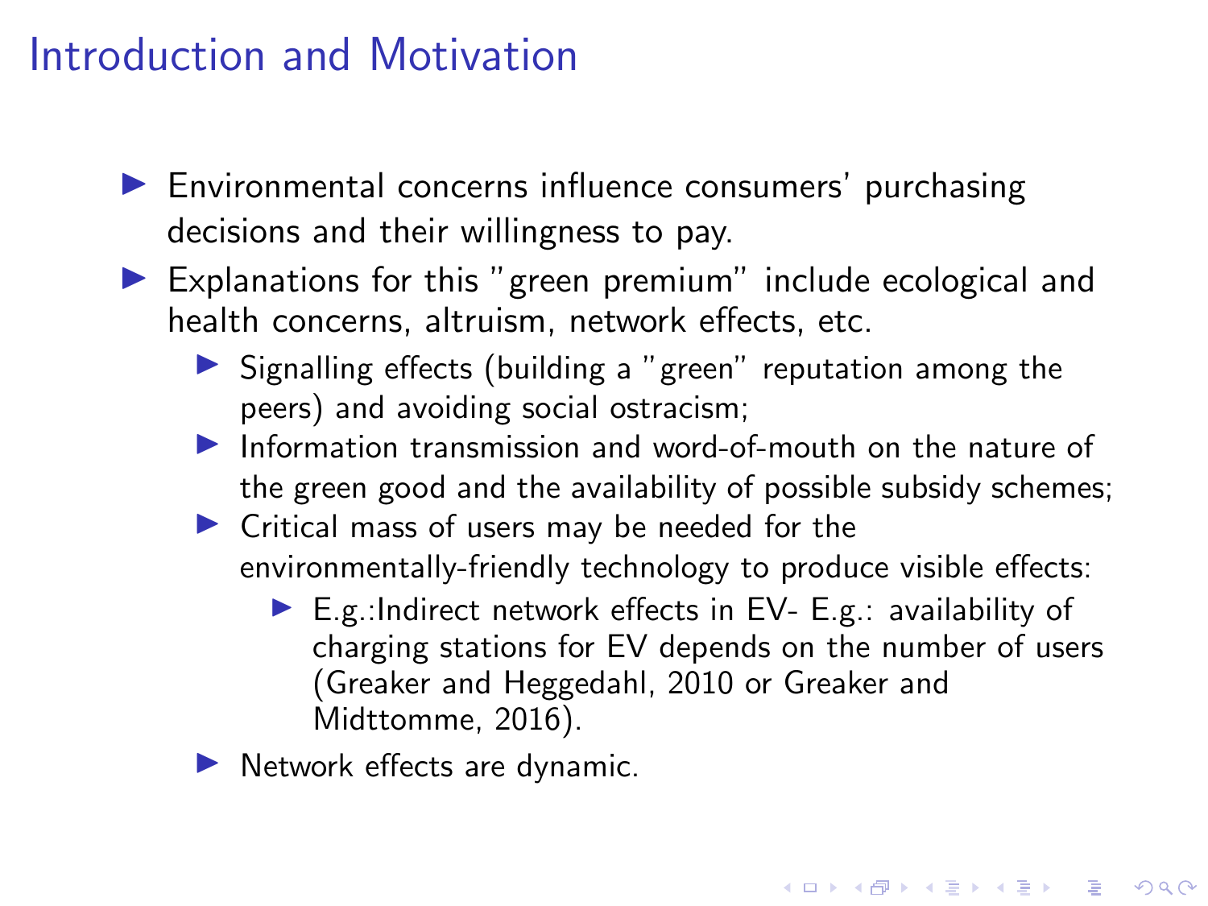# Introduction and Motivation

- Environmental concerns influence consumers' purchasing decisions and their willingness to pay.
- Explanations for this "green premium" include ecological and health concerns, altruism, network effects, etc.
  - Signalling effects (building a "green" reputation among the peers) and avoiding social ostracism;
  - Information transmission and word-of-mouth on the nature of the green good and the availability of possible subsidy schemes;
  - Critical mass of users may be needed for the environmentally-friendly technology to produce visible effects:
    - E.g.:Indirect network effects in EV- E.g.: availability of charging stations for EV depends on the number of users (Greaker and Heggedahl, 2010 or Greaker and Midttomme, 2016).
  - Network effects are dynamic.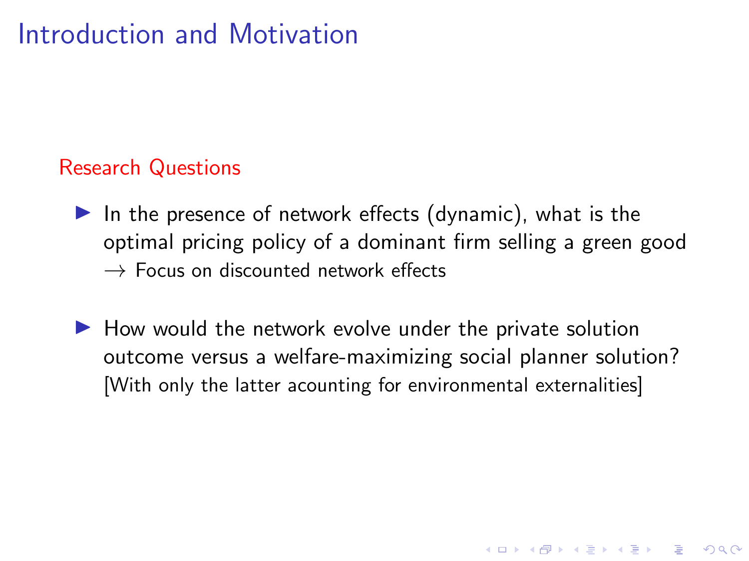# Introduction and Motivation

## Research Questions

- In the presence of network effects (dynamic), what is the optimal pricing policy of a dominant firm selling a green good
  $\rightarrow$ Focus on discounted network effects

- How would the network evolve under the private solution outcome versus a welfare-maximizing social planner solution?
  [With only the latter acounting for environmental externalities]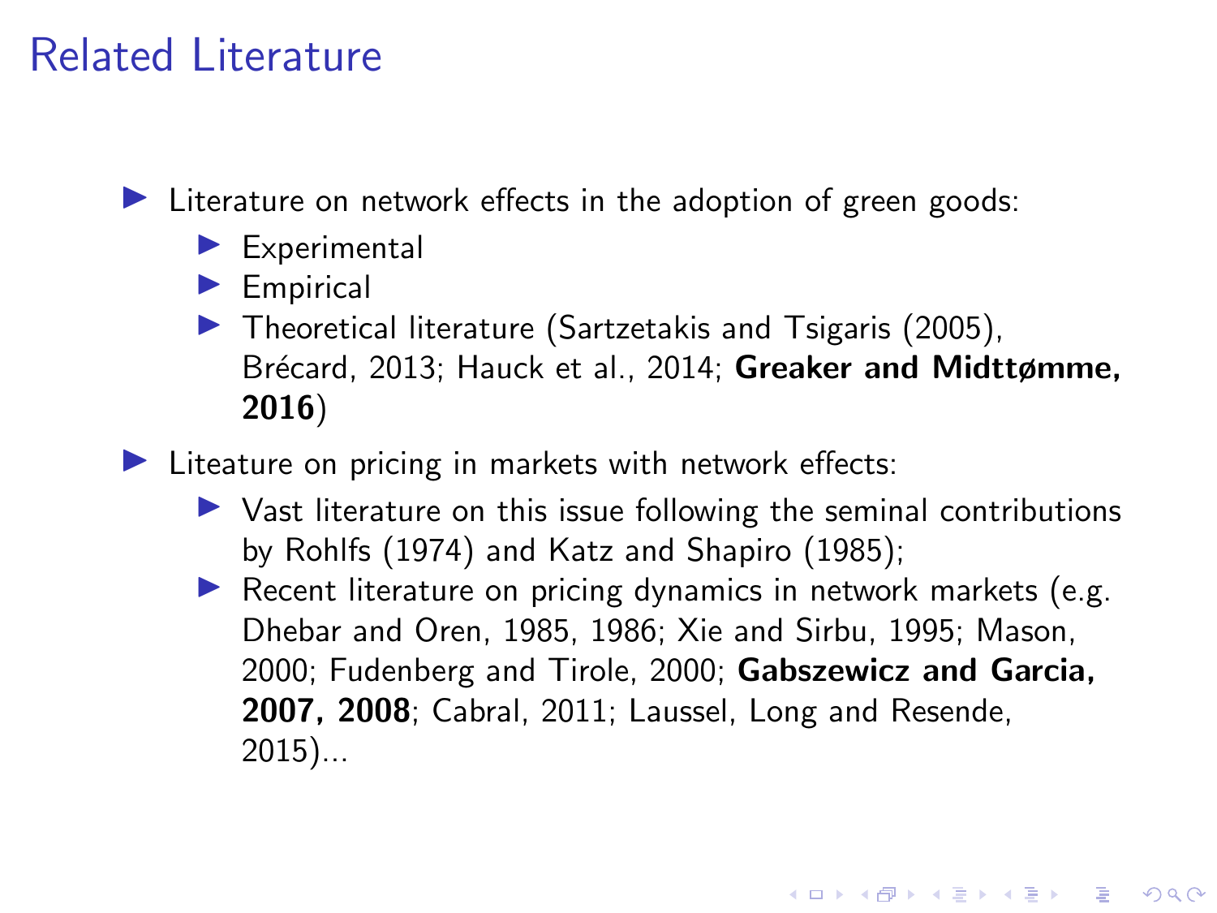# Related Literature

- Literature on network effects in the adoption of green goods:
  - Experimental
  - Empirical
  - Theoretical literature (Sartzetakis and Tsigaris (2005), Brécard, 2013; Hauck et al., 2014; **Greaker and Midttømme, 2016**)
- Liteature on pricing in markets with network effects:
  - Vast literature on this issue following the seminal contributions by Rohlfs (1974) and Katz and Shapiro (1985);
  - Recent literature on pricing dynamics in network markets (e.g. Dhebar and Oren, 1985, 1986; Xie and Sirbu, 1995; Mason, 2000; Fudenberg and Tirole, 2000; **Gabszewicz and Garcia, 2007, 2008**; Cabral, 2011; Laussel, Long and Resende, 2015)...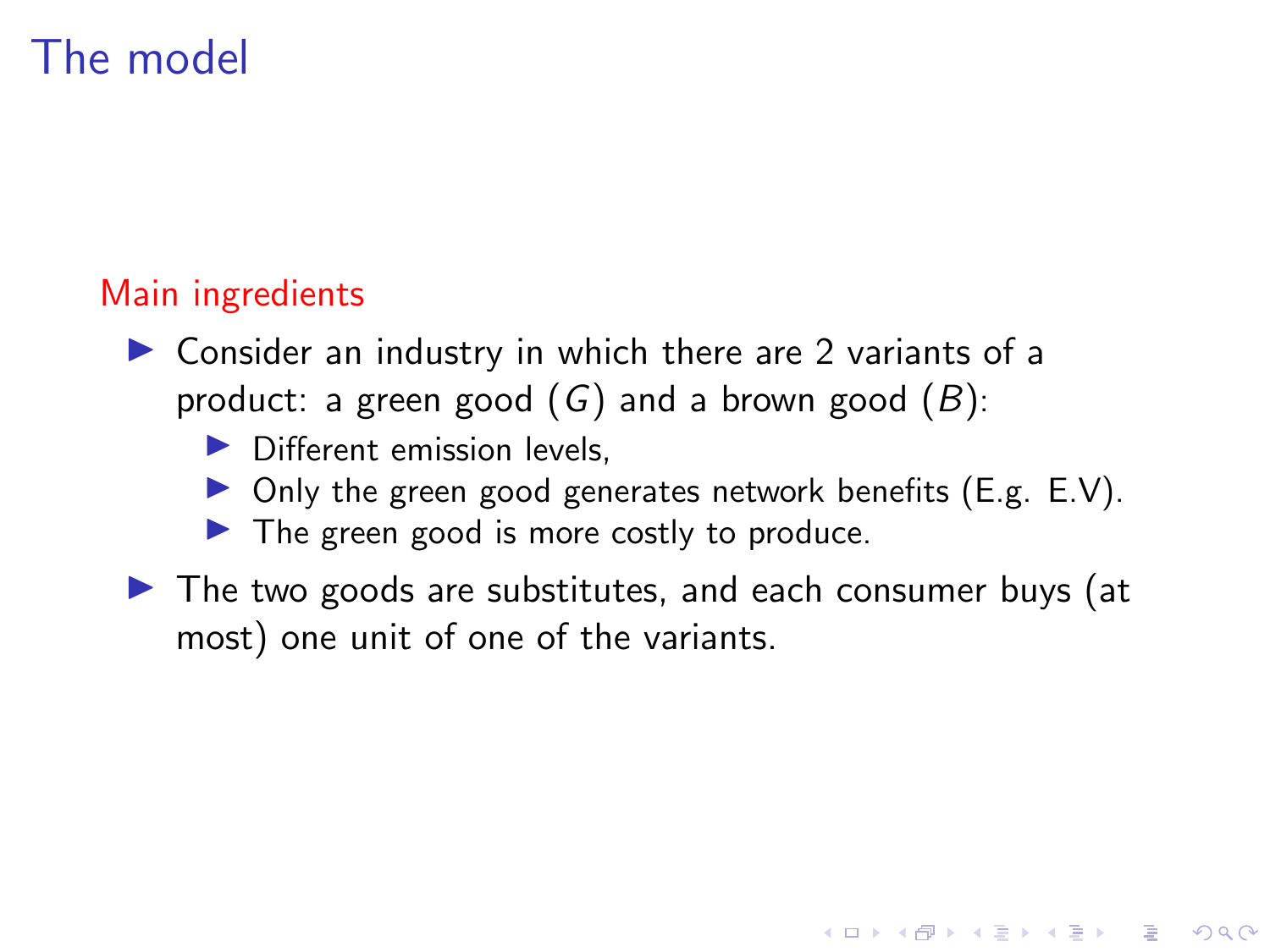# The model

**Main ingredients**

- Consider an industry in which there are 2 variants of a product: a green good ($G$) and a brown good ($B$):
  - Different emission levels,
  - Only the green good generates network benefits (E.g. E.V).
  - The green good is more costly to produce.
- The two goods are substitutes, and each consumer buys (at most) one unit of one of the variants.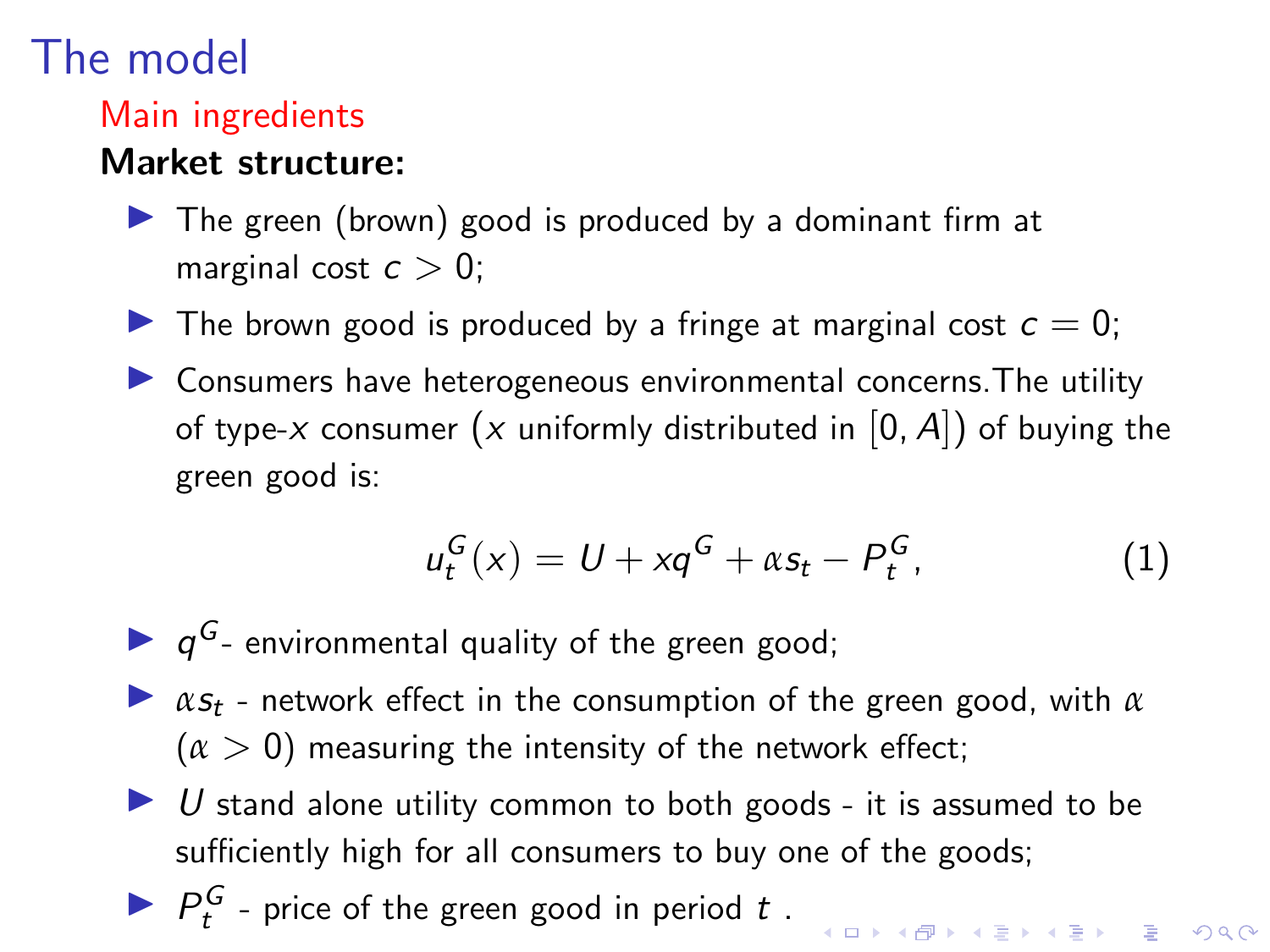# The model

## Main ingredients

**Market structure:**

- The green (brown) good is produced by a dominant firm at marginal cost $c > 0$;
- The brown good is produced by a fringe at marginal cost $c = 0$;
- Consumers have heterogeneous environmental concerns.The utility of type-$x$ consumer ($x$ uniformly distributed in $[0, A]$) of buying the green good is:

$$u_t^G(x) = U + xq^G + \alpha s_t - P_t^G, \tag{1}$$

- $q^G$- environmental quality of the green good;
- $\alpha s_t$ - network effect in the consumption of the green good, with $\alpha$ ($\alpha > 0$) measuring the intensity of the network effect;
- $U$ stand alone utility common to both goods - it is assumed to be sufficiently high for all consumers to buy one of the goods;
- $P_t^G$ - price of the green good in period $t$ .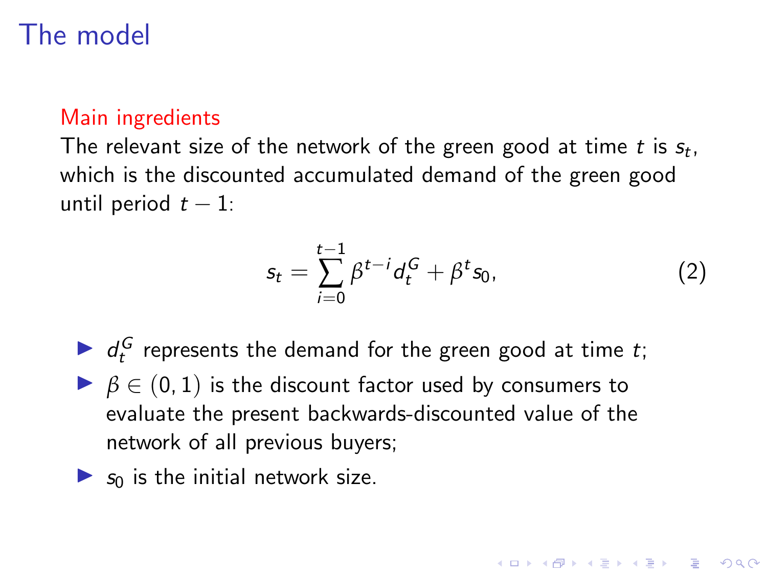# The model

Main ingredients

The relevant size of the network of the green good at time $t$ is $s_t$, which is the discounted accumulated demand of the green good until period $t-1$:

$$s_t = \sum_{i=0}^{t-1} \beta^{t-i} d_t^G + \beta^t s_0, \tag{2}$$

- $d_t^G$ represents the demand for the green good at time $t$;
- $\beta \in (0,1)$ is the discount factor used by consumers to evaluate the present backwards-discounted value of the network of all previous buyers;
- $s_0$ is the initial network size.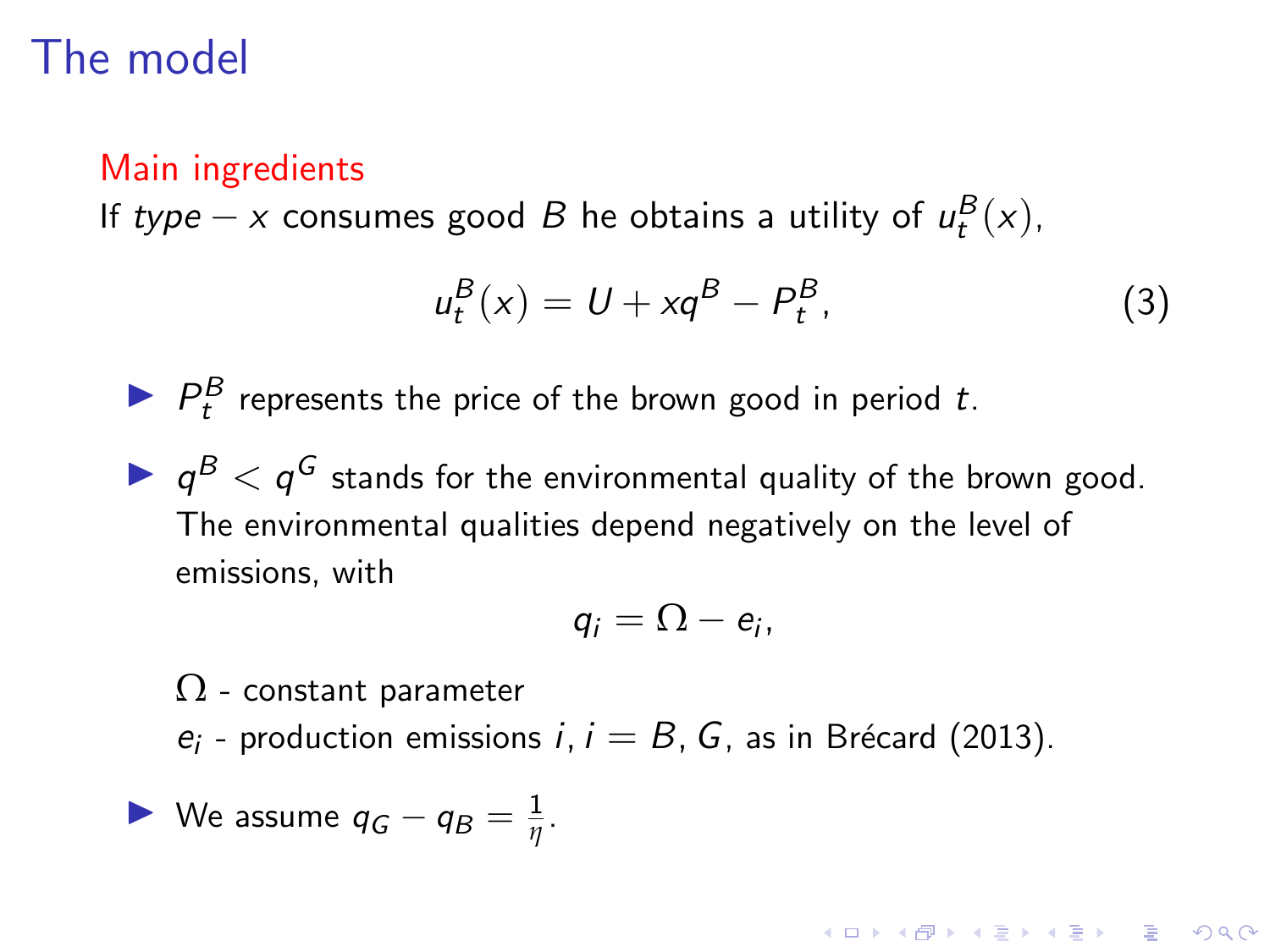# The model

**Main ingredients**

If *type* $- x$ consumes good $B$ he obtains a utility of $u_t^B(x)$,

$$u_t^B(x) = U + xq^B - P_t^B, \tag{3}$$

- $P_t^B$ represents the price of the brown good in period $t$.
- $q^B < q^G$ stands for the environmental quality of the brown good. The environmental qualities depend negatively on the level of emissions, with

  $$q_i = \Omega - e_i,$$

  $\Omega$ - constant parameter
  
  $e_i$ - production emissions $i$, $i = B, G$, as in Brécard (2013).
- We assume $q_G - q_B = \frac{1}{\eta}$.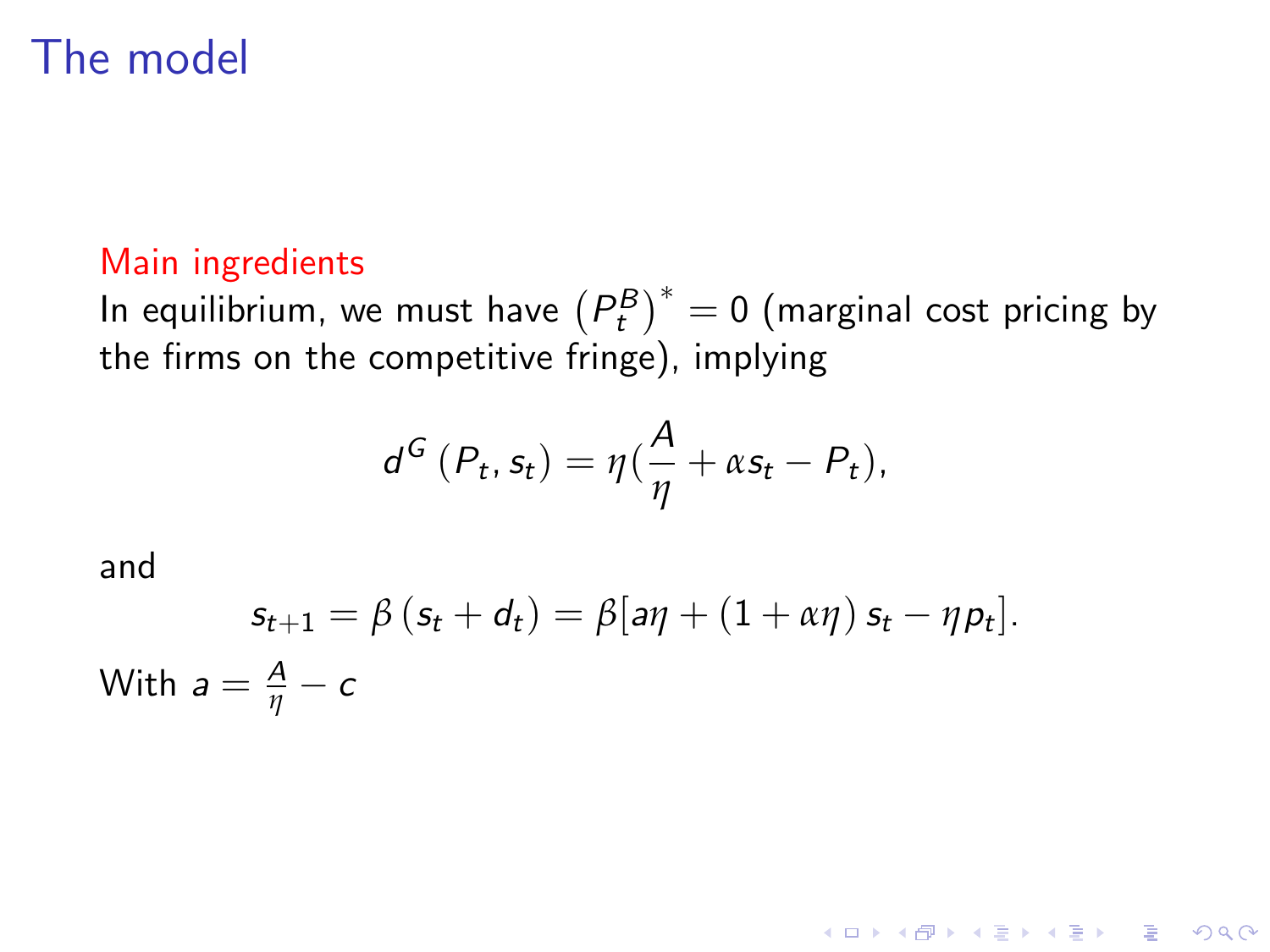# The model

Main ingredients

In equilibrium, we must have $\left(P_t^B\right)^* = 0$ (marginal cost pricing by the firms on the competitive fringe), implying

$$d^G\left(P_t, s_t\right) = \eta\left(\frac{A}{\eta} + \alpha s_t - P_t\right),$$

and

$$s_{t+1} = \beta\left(s_t + d_t\right) = \beta[a\eta + \left(1 + \alpha\eta\right)s_t - \eta p_t].$$

With $a = \frac{A}{\eta} - c$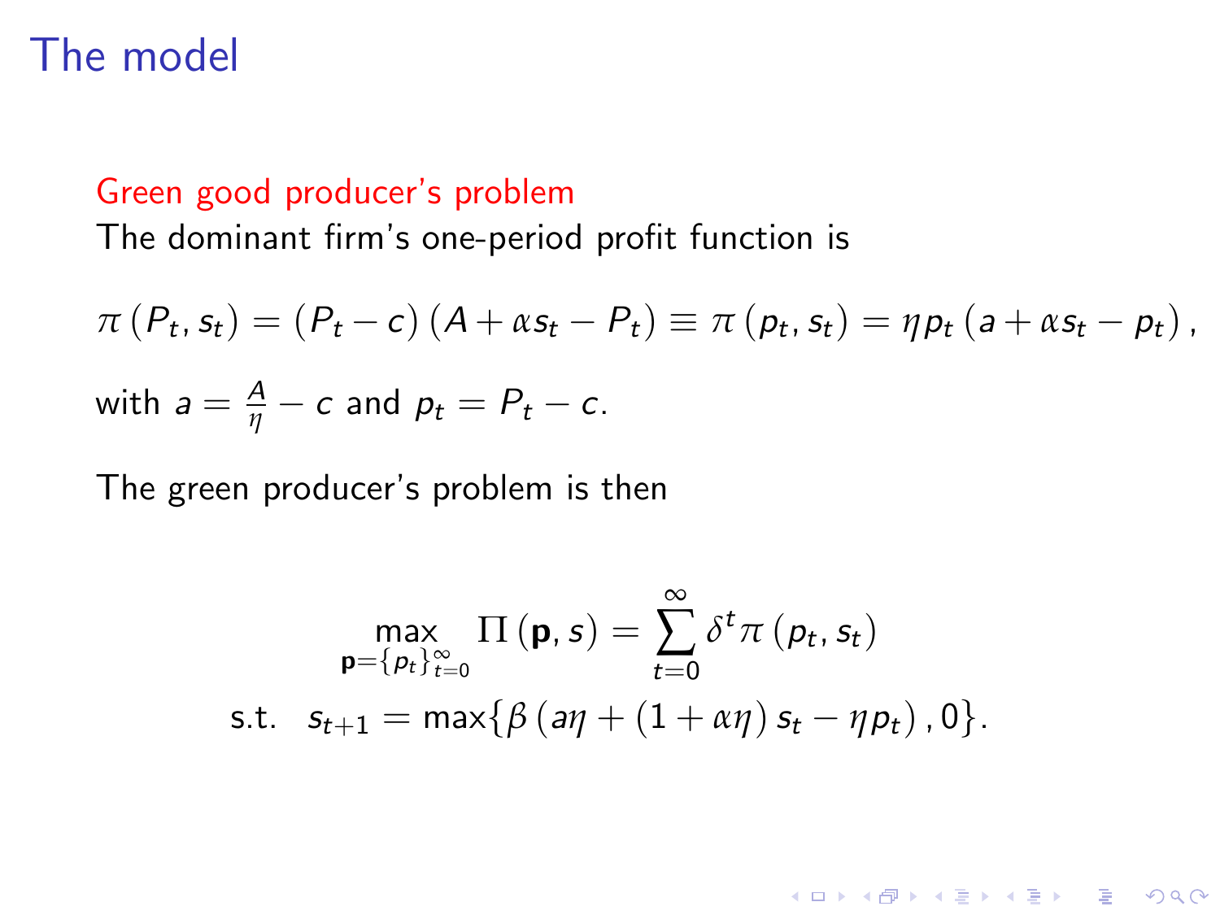# The model

**Green good producer's problem**

The dominant firm's one-period profit function is

$$\pi\left(P_t, s_t\right) = \left(P_t - c\right)\left(A + \alpha s_t - P_t\right) \equiv \pi\left(p_t, s_t\right) = \eta p_t \left(a + \alpha s_t - p_t\right),$$

with $a = \frac{A}{\eta} - c$ and $p_t = P_t - c$.

The green producer's problem is then

$$\max_{\mathbf{p}=\{p_t\}_{t=0}^{\infty}} \Pi\left(\mathbf{p}, s\right) = \sum_{t=0}^{\infty} \delta^t \pi\left(p_t, s_t\right)$$

$$\text{s.t.} \quad s_{t+1} = \max\{\beta\left(a\eta + \left(1 + \alpha\eta\right)s_t - \eta p_t\right), 0\}.$$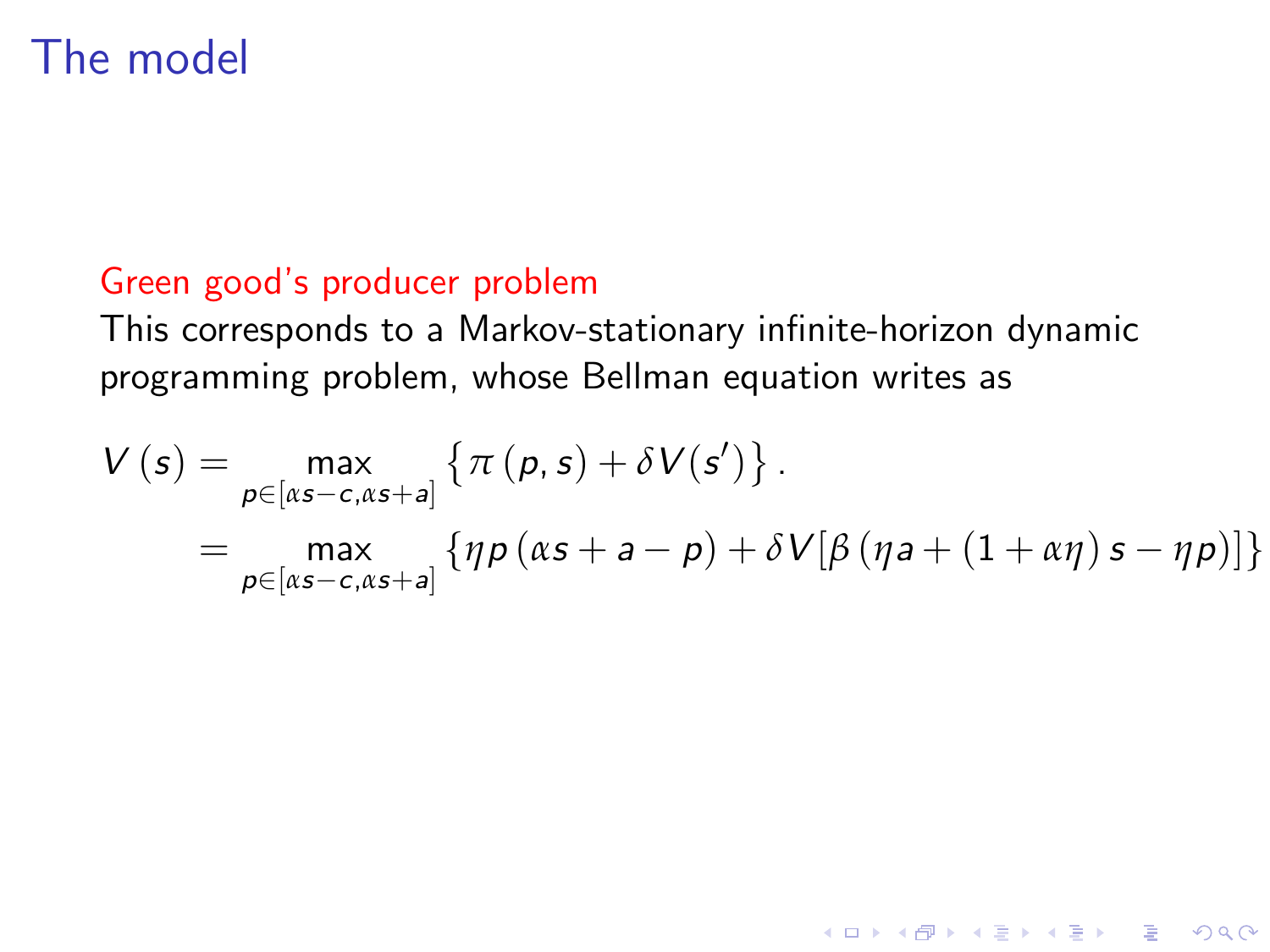# The model

Green good's producer problem

This corresponds to a Markov-stationary infinite-horizon dynamic programming problem, whose Bellman equation writes as

$$
\begin{aligned}
V(s) &= \max_{p \in [\alpha s - c, \alpha s + a]} \left\{ \pi(p, s) + \delta V(s') \right\}. \\
&= \max_{p \in [\alpha s - c, \alpha s + a]} \left\{ \eta p (\alpha s + a - p) + \delta V[\beta(\eta a + (1 + \alpha \eta) s - \eta p)] \right\}
\end{aligned}
$$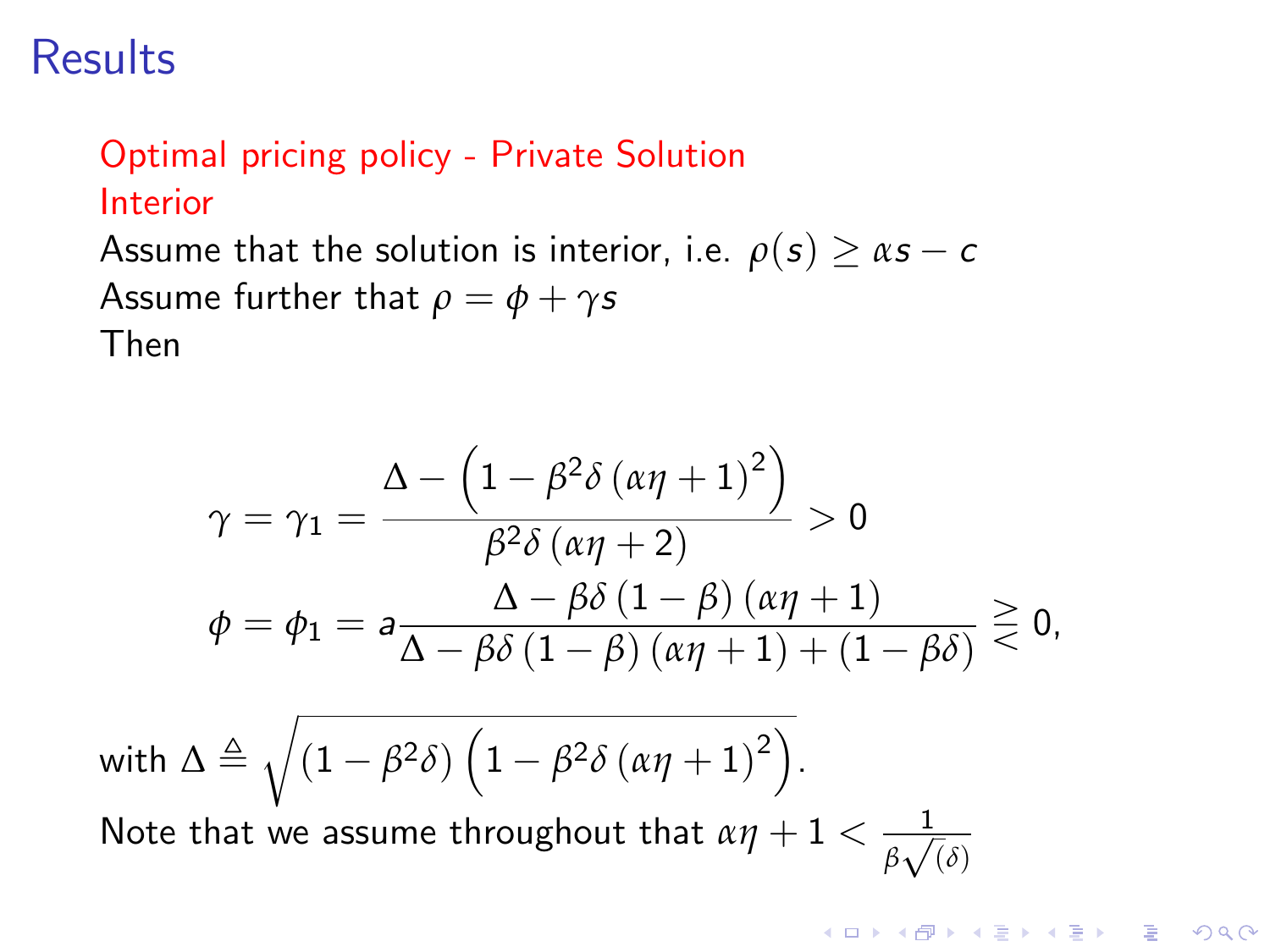# Results

Optimal pricing policy - Private Solution

Interior

Assume that the solution is interior, i.e. $\rho(s) \geq \alpha s - c$

Assume further that $\rho = \phi + \gamma s$

Then

$$
\gamma = \gamma_1 = \frac{\Delta - \left(1 - \beta^2 \delta \left(\alpha\eta + 1\right)^2\right)}{\beta^2 \delta \left(\alpha\eta + 2\right)} > 0
$$

$$
\phi = \phi_1 = a \frac{\Delta - \beta\delta\left(1 - \beta\right)\left(\alpha\eta + 1\right)}{\Delta - \beta\delta\left(1 - \beta\right)\left(\alpha\eta + 1\right) + \left(1 - \beta\delta\right)} \gtreqless 0,
$$

with $\Delta \triangleq \sqrt{\left(1 - \beta^2\delta\right)\left(1 - \beta^2\delta\left(\alpha\eta + 1\right)^2\right)}$.

Note that we assume throughout that $\alpha\eta + 1 < \frac{1}{\beta\sqrt{(\delta)}}$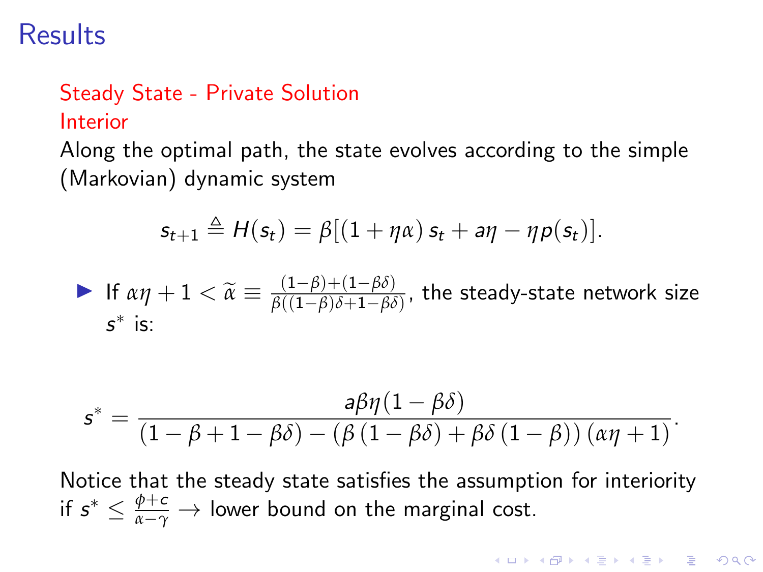# Results

## Steady State - Private Solution

### Interior

Along the optimal path, the state evolves according to the simple (Markovian) dynamic system

$$s_{t+1} \triangleq H(s_t) = \beta[(1 + \eta\alpha)\, s_t + a\eta - \eta p(s_t)].$$

- If $\alpha\eta + 1 < \widetilde{\alpha} \equiv \frac{(1-\beta)+(1-\beta\delta)}{\beta((1-\beta)\delta+1-\beta\delta)}$, the steady-state network size $s^*$ is:

$$s^* = \frac{a\beta\eta(1-\beta\delta)}{(1-\beta+1-\beta\delta) - (\beta\,(1-\beta\delta) + \beta\delta\,(1-\beta))\,(\alpha\eta+1)}.$$

Notice that the steady state satisfies the assumption for interiority if $s^* \leq \frac{\phi+c}{\alpha-\gamma} \rightarrow$ lower bound on the marginal cost.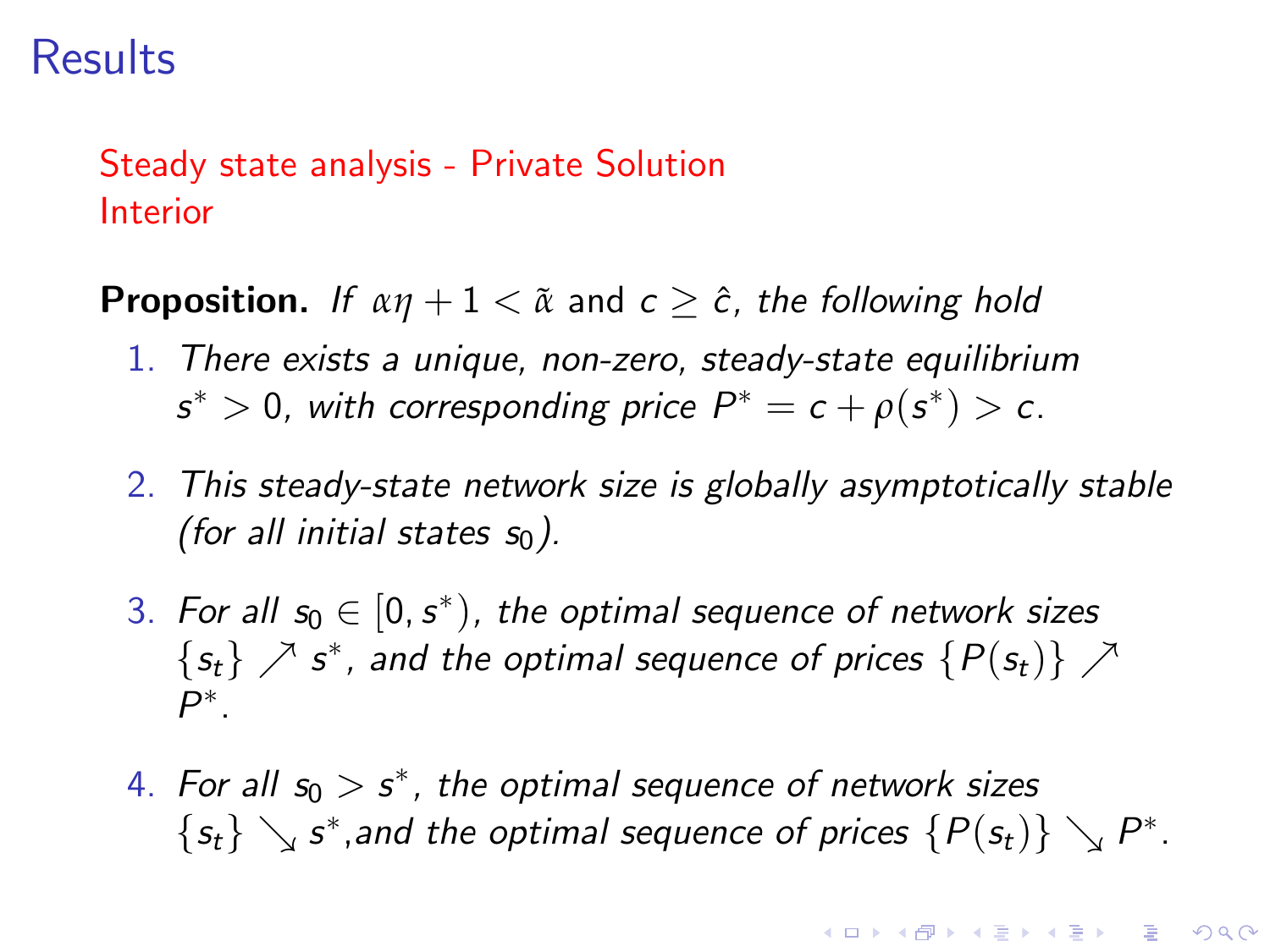# Results

## Steady state analysis - Private Solution
## Interior

**Proposition.** *If* $\alpha\eta + 1 < \tilde{\alpha}$ and $c \geq \hat{c}$, *the following hold*

1. *There exists a unique, non-zero, steady-state equilibrium* $s^* > 0$, *with corresponding price* $P^* = c + \rho(s^*) > c$.
2. *This steady-state network size is globally asymptotically stable (for all initial states* $s_0$*).*
3. *For all* $s_0 \in [0, s^*)$, *the optimal sequence of network sizes* $\{s_t\} \nearrow s^*$, *and the optimal sequence of prices* $\{P(s_t)\} \nearrow P^*$.
4. *For all* $s_0 > s^*$, *the optimal sequence of network sizes* $\{s_t\} \searrow s^*$,*and the optimal sequence of prices* $\{P(s_t)\} \searrow P^*$.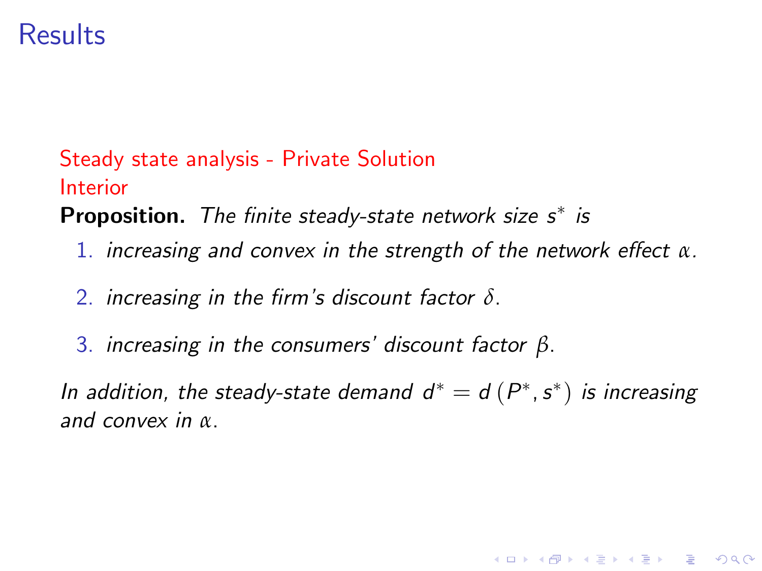# Results

### Steady state analysis - Private Solution

### Interior

**Proposition.** *The finite steady-state network size $s^*$ is*

1. *increasing and convex in the strength of the network effect $\alpha$.*
2. *increasing in the firm's discount factor $\delta$.*
3. *increasing in the consumers' discount factor $\beta$.*

*In addition, the steady-state demand $d^* = d(P^*, s^*)$ is increasing and convex in $\alpha$.*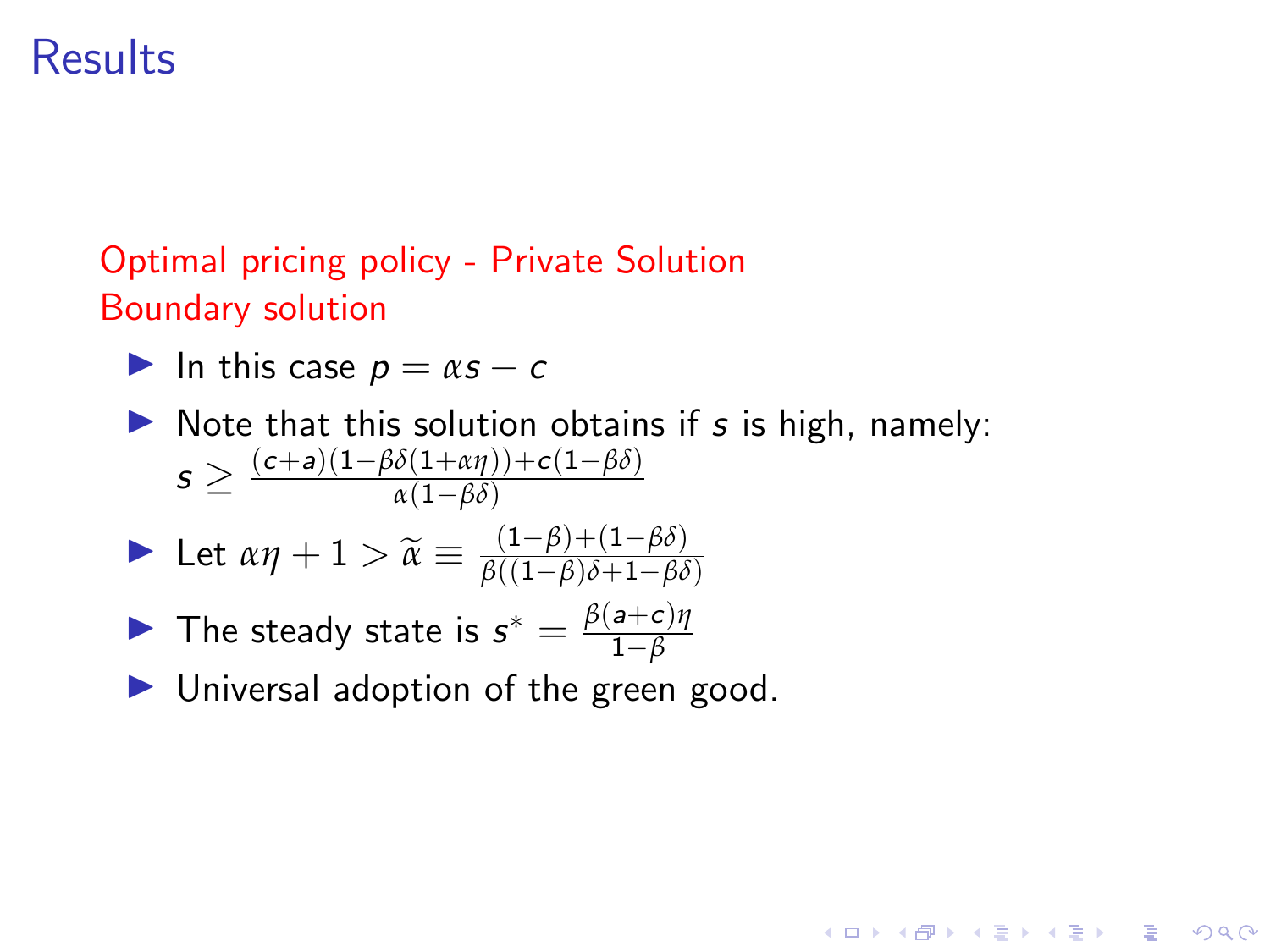# Results

Optimal pricing policy - Private Solution
Boundary solution

- In this case $p = \alpha s - c$
- Note that this solution obtains if $s$ is high, namely: $s \geq \frac{(c+a)(1-\beta\delta(1+\alpha\eta))+c(1-\beta\delta)}{\alpha(1-\beta\delta)}$
- Let $\alpha\eta + 1 > \widetilde{\alpha} \equiv \frac{(1-\beta)+(1-\beta\delta)}{\beta((1-\beta)\delta+1-\beta\delta)}$
- The steady state is $s^* = \frac{\beta(a+c)\eta}{1-\beta}$
- Universal adoption of the green good.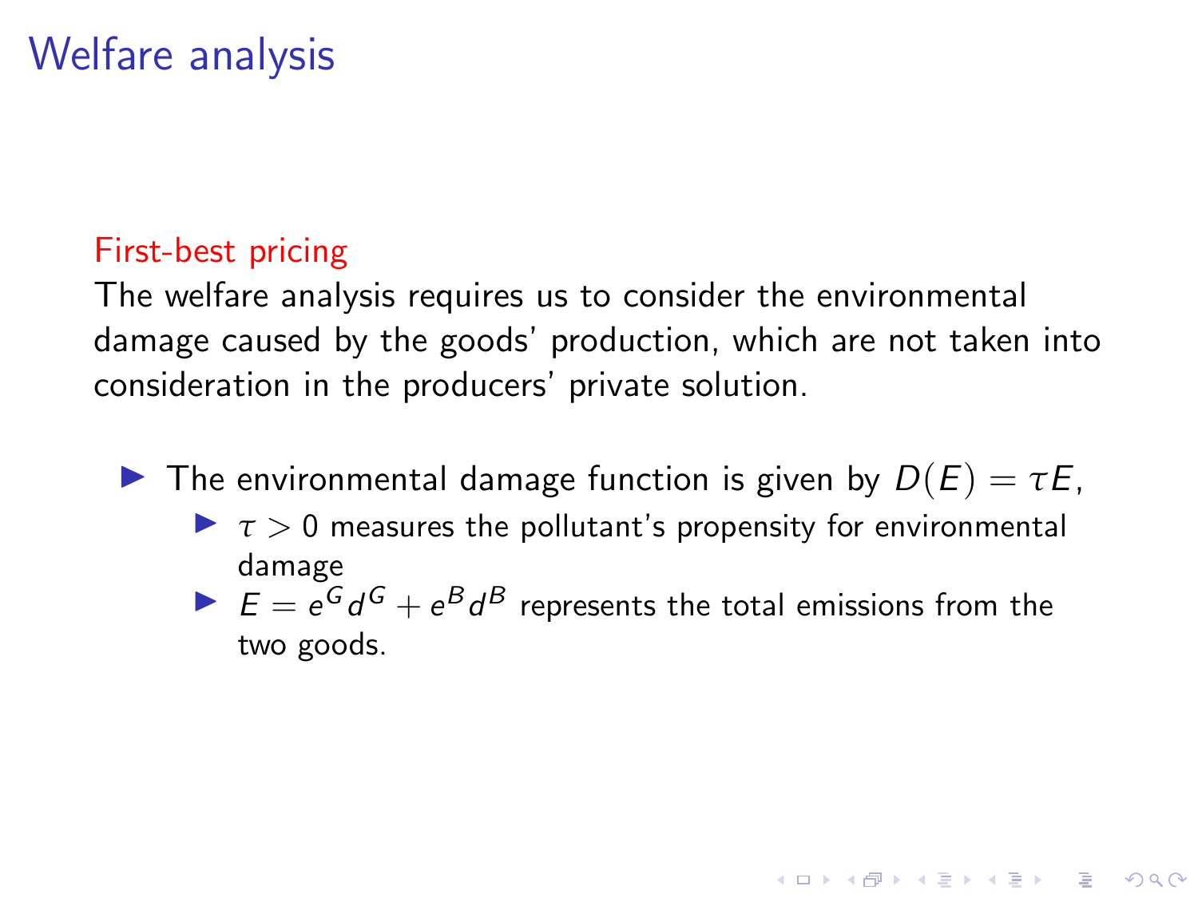# Welfare analysis

First-best pricing

The welfare analysis requires us to consider the environmental damage caused by the goods' production, which are not taken into consideration in the producers' private solution.

- The environmental damage function is given by $D(E) = \tau E$,
  - $\tau > 0$ measures the pollutant's propensity for environmental damage
  - $E = e^G d^G + e^B d^B$ represents the total emissions from the two goods.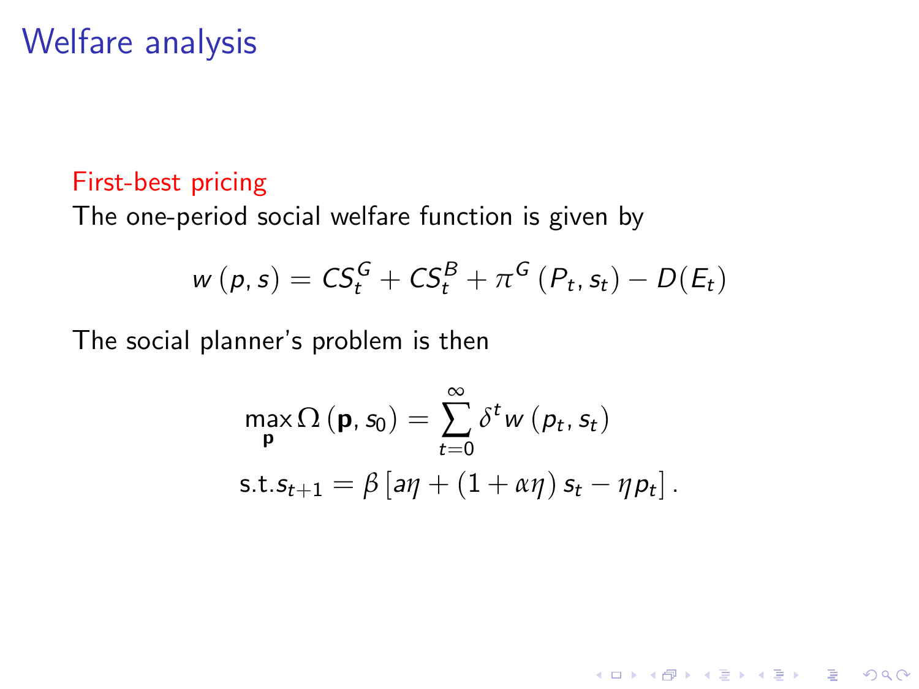# Welfare analysis

First-best pricing

The one-period social welfare function is given by

$$w(p, s) = CS_t^G + CS_t^B + \pi^G(P_t, s_t) - D(E_t)$$

The social planner's problem is then

$$\max_{\mathbf{p}} \Omega(\mathbf{p}, s_0) = \sum_{t=0}^{\infty} \delta^t w(p_t, s_t)$$

$$\text{s.t.} s_{t+1} = \beta \left[ a\eta + (1 + \alpha\eta) s_t - \eta p_t \right].$$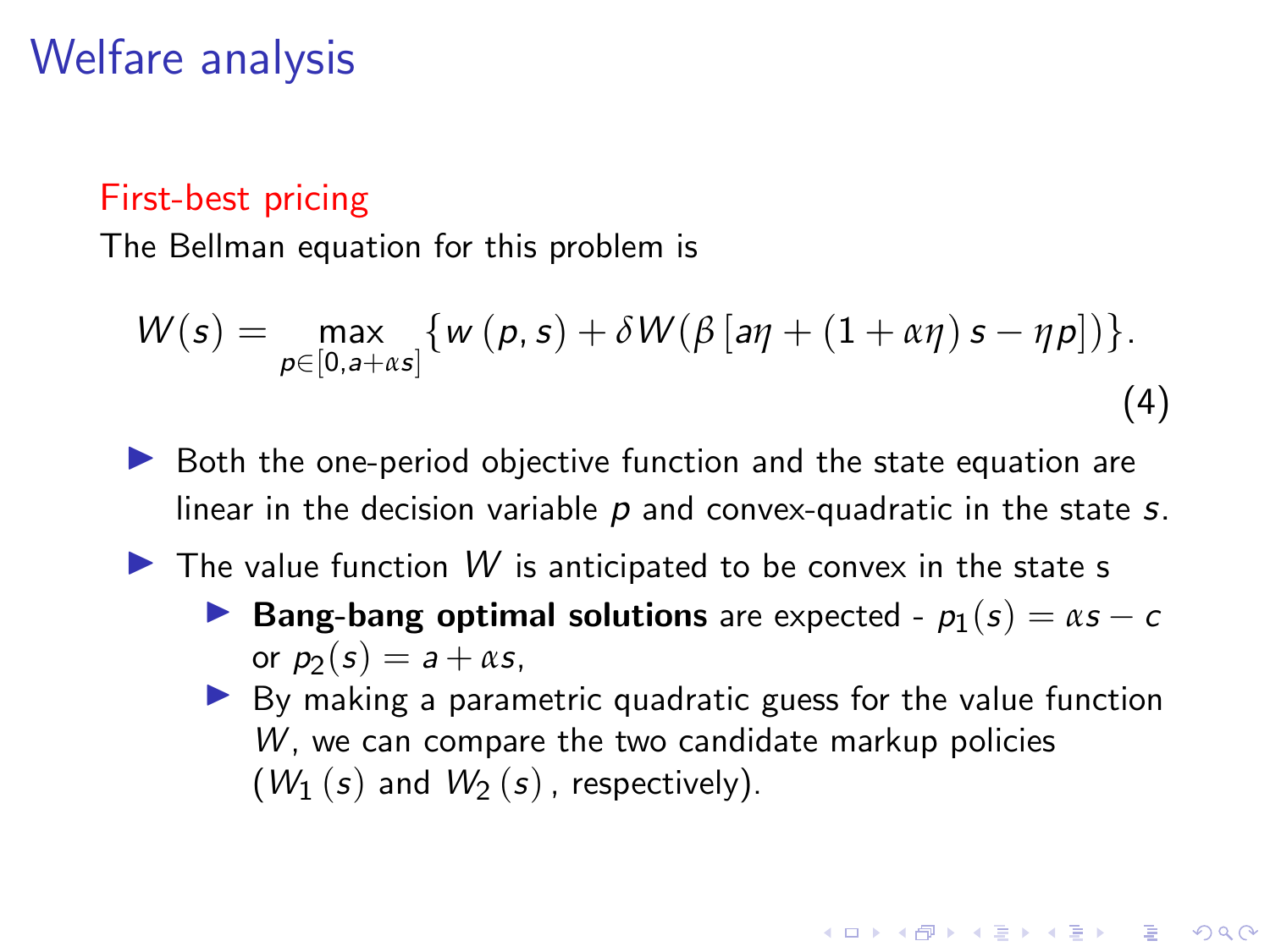# Welfare analysis

## First-best pricing

The Bellman equation for this problem is

$$W(s) = \max_{p \in [0, a+\alpha s]} \{ w(p,s) + \delta W(\beta [a\eta + (1+\alpha\eta)s - \eta p]) \}. \tag{4}$$

- Both the one-period objective function and the state equation are linear in the decision variable $p$ and convex-quadratic in the state $s$.
- The value function $W$ is anticipated to be convex in the state s
  - **Bang-bang optimal solutions** are expected - $p_1(s) = \alpha s - c$ or $p_2(s) = a + \alpha s$,
  - By making a parametric quadratic guess for the value function $W$, we can compare the two candidate markup policies ($W_1(s)$ and $W_2(s)$, respectively).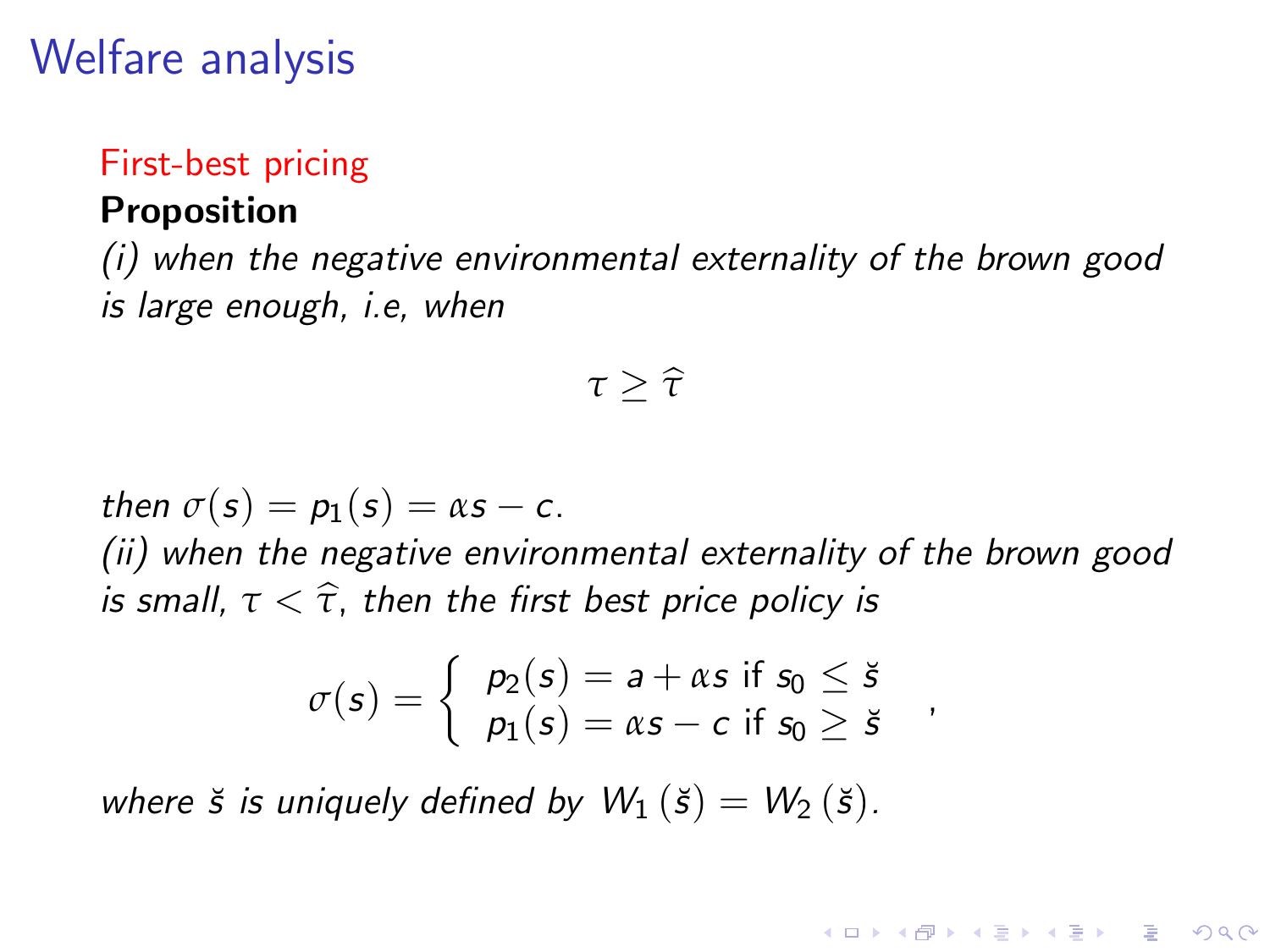# Welfare analysis

First-best pricing

**Proposition**

*(i) when the negative environmental externality of the brown good is large enough, i.e, when*

$$\tau \geq \widehat{\tau}$$

*then* $\sigma(s) = p_1(s) = \alpha s - c$.

*(ii) when the negative environmental externality of the brown good is small,* $\tau < \widehat{\tau}$*, then the first best price policy is*

$$\sigma(s) = \begin{cases} p_2(s) = a + \alpha s \text{ if } s_0 \leq \check{s} \\ p_1(s) = \alpha s - c \text{ if } s_0 \geq \check{s} \end{cases},$$

*where* $\check{s}$ *is uniquely defined by* $W_1(\check{s}) = W_2(\check{s})$.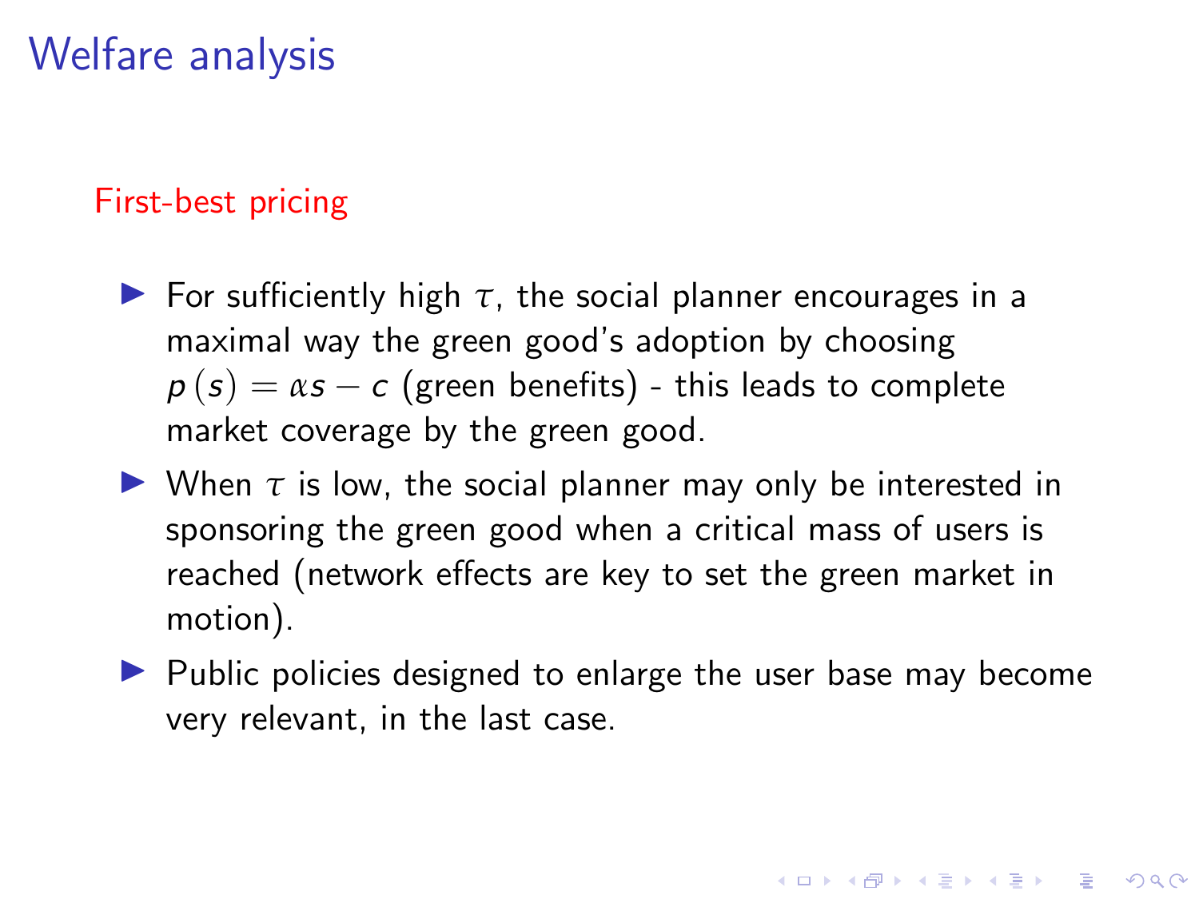# Welfare analysis

First-best pricing

- For sufficiently high $\tau$, the social planner encourages in a maximal way the green good's adoption by choosing $p(s) = \alpha s - c$ (green benefits) - this leads to complete market coverage by the green good.
- When $\tau$ is low, the social planner may only be interested in sponsoring the green good when a critical mass of users is reached (network effects are key to set the green market in motion).
- Public policies designed to enlarge the user base may become very relevant, in the last case.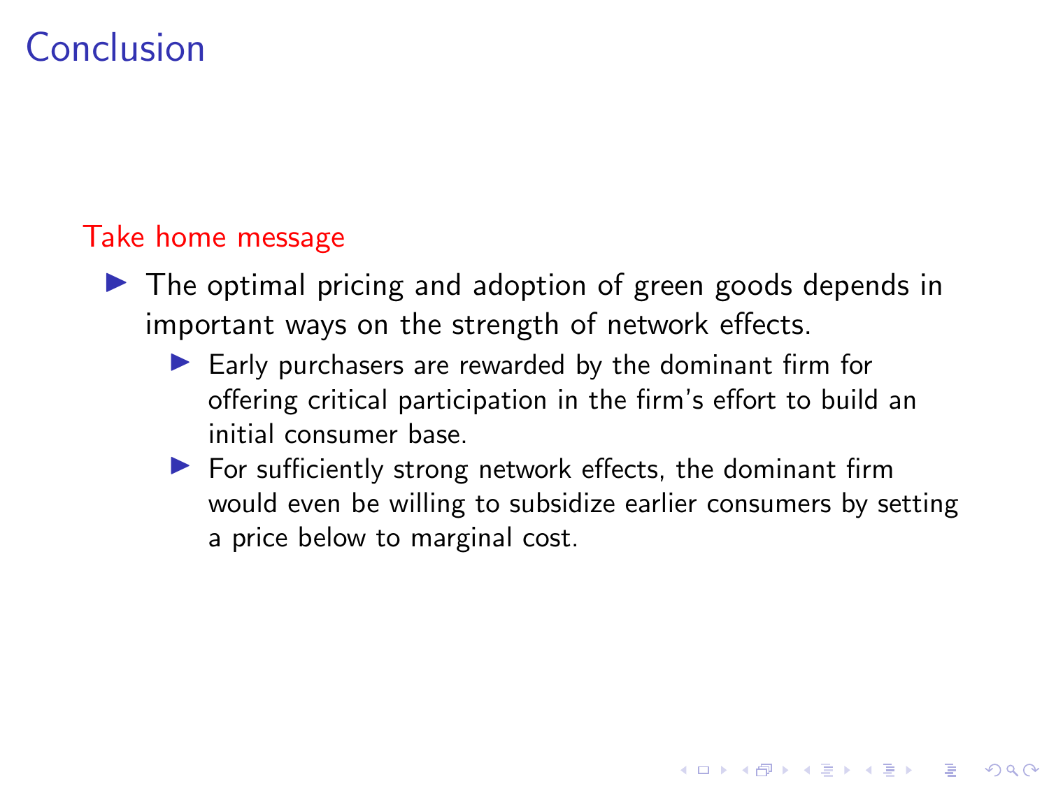# Conclusion

Take home message

- The optimal pricing and adoption of green goods depends in important ways on the strength of network effects.
  - Early purchasers are rewarded by the dominant firm for offering critical participation in the firm's effort to build an initial consumer base.
  - For sufficiently strong network effects, the dominant firm would even be willing to subsidize earlier consumers by setting a price below to marginal cost.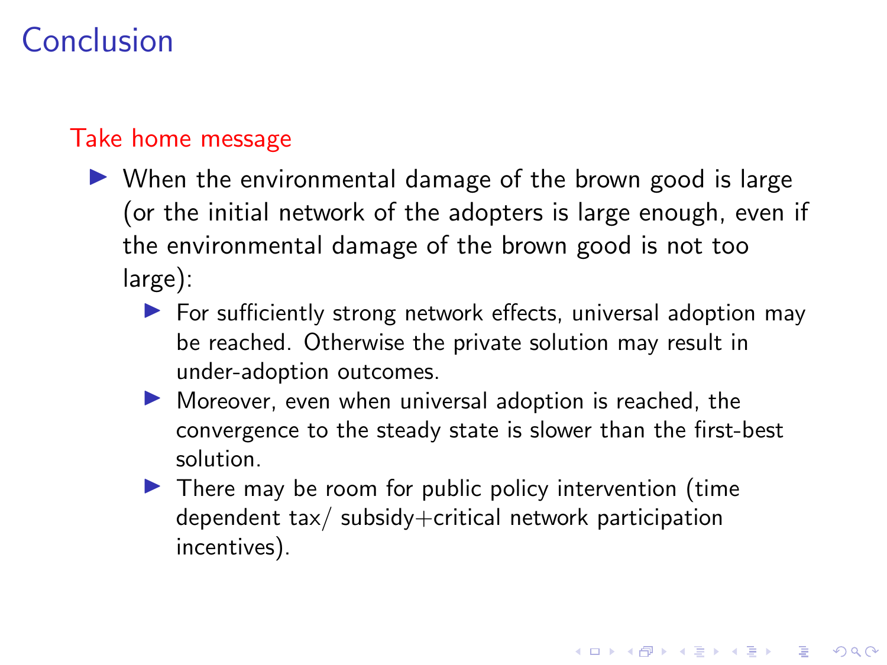# Conclusion

Take home message

- When the environmental damage of the brown good is large (or the initial network of the adopters is large enough, even if the environmental damage of the brown good is not too large):
  - For sufficiently strong network effects, universal adoption may be reached. Otherwise the private solution may result in under-adoption outcomes.
  - Moreover, even when universal adoption is reached, the convergence to the steady state is slower than the first-best solution.
  - There may be room for public policy intervention (time dependent tax/ subsidy+critical network participation incentives).